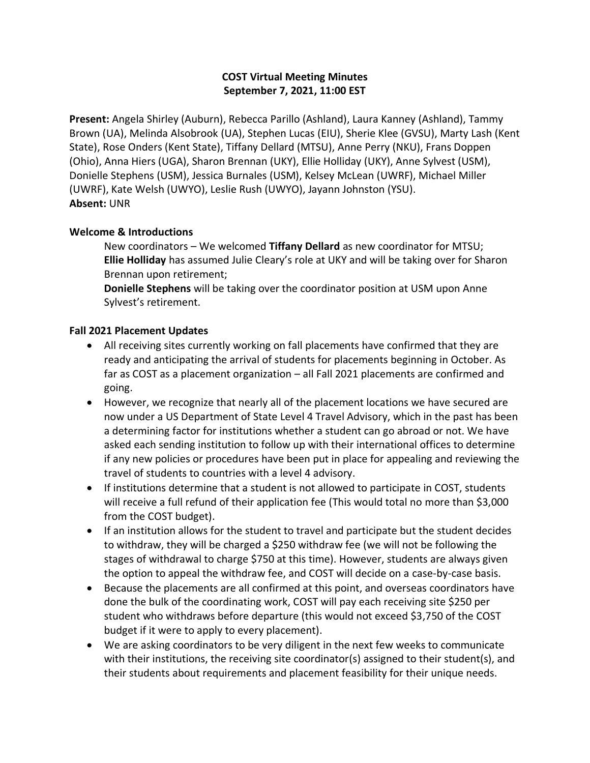# COST Virtual Meeting Minutes
## September 7, 2021, 11:00 EST

**Present:** Angela Shirley (Auburn), Rebecca Parillo (Ashland), Laura Kanney (Ashland), Tammy Brown (UA), Melinda Alsobrook (UA), Stephen Lucas (EIU), Sherie Klee (GVSU), Marty Lash (Kent State), Rose Onders (Kent State), Tiffany Dellard (MTSU), Anne Perry (NKU), Frans Doppen (Ohio), Anna Hiers (UGA), Sharon Brennan (UKY), Ellie Holliday (UKY), Anne Sylvest (USM), Donielle Stephens (USM), Jessica Burnales (USM), Kelsey McLean (UWRF), Michael Miller (UWRF), Kate Welsh (UWYO), Leslie Rush (UWYO), Jayann Johnston (YSU).
**Absent:** UNR

### Welcome & Introductions

New coordinators – We welcomed **Tiffany Dellard** as new coordinator for MTSU;
**Ellie Holliday** has assumed Julie Cleary's role at UKY and will be taking over for Sharon Brennan upon retirement;
**Donielle Stephens** will be taking over the coordinator position at USM upon Anne Sylvest's retirement.

### Fall 2021 Placement Updates

- All receiving sites currently working on fall placements have confirmed that they are ready and anticipating the arrival of students for placements beginning in October. As far as COST as a placement organization – all Fall 2021 placements are confirmed and going.
- However, we recognize that nearly all of the placement locations we have secured are now under a US Department of State Level 4 Travel Advisory, which in the past has been a determining factor for institutions whether a student can go abroad or not. We have asked each sending institution to follow up with their international offices to determine if any new policies or procedures have been put in place for appealing and reviewing the travel of students to countries with a level 4 advisory.
- If institutions determine that a student is not allowed to participate in COST, students will receive a full refund of their application fee (This would total no more than $3,000 from the COST budget).
- If an institution allows for the student to travel and participate but the student decides to withdraw, they will be charged a $250 withdraw fee (we will not be following the stages of withdrawal to charge $750 at this time). However, students are always given the option to appeal the withdraw fee, and COST will decide on a case-by-case basis.
- Because the placements are all confirmed at this point, and overseas coordinators have done the bulk of the coordinating work, COST will pay each receiving site $250 per student who withdraws before departure (this would not exceed $3,750 of the COST budget if it were to apply to every placement).
- We are asking coordinators to be very diligent in the next few weeks to communicate with their institutions, the receiving site coordinator(s) assigned to their student(s), and their students about requirements and placement feasibility for their unique needs.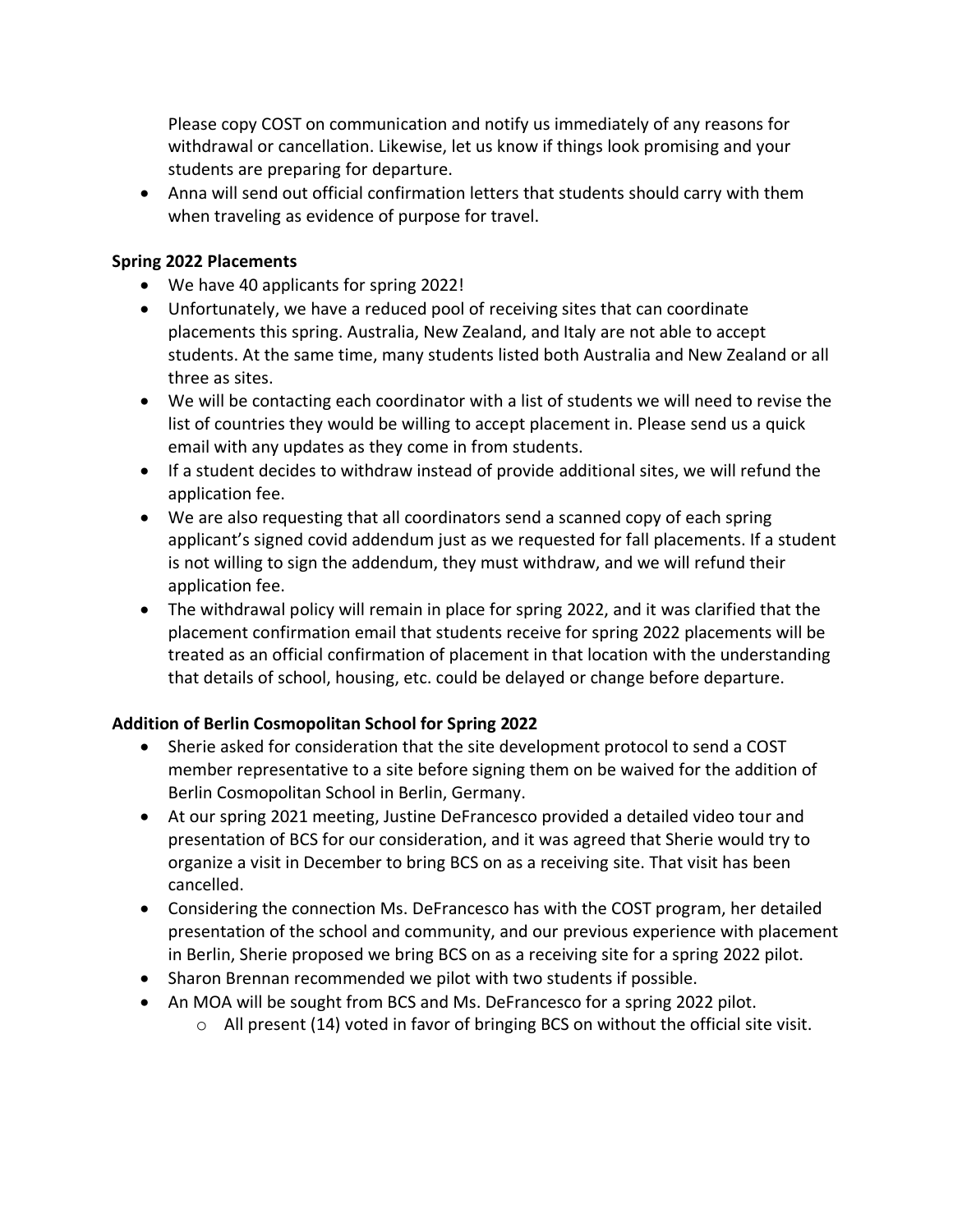Please copy COST on communication and notify us immediately of any reasons for withdrawal or cancellation. Likewise, let us know if things look promising and your students are preparing for departure.

- Anna will send out official confirmation letters that students should carry with them when traveling as evidence of purpose for travel.

**Spring 2022 Placements**

- We have 40 applicants for spring 2022!
- Unfortunately, we have a reduced pool of receiving sites that can coordinate placements this spring. Australia, New Zealand, and Italy are not able to accept students. At the same time, many students listed both Australia and New Zealand or all three as sites.
- We will be contacting each coordinator with a list of students we will need to revise the list of countries they would be willing to accept placement in. Please send us a quick email with any updates as they come in from students.
- If a student decides to withdraw instead of provide additional sites, we will refund the application fee.
- We are also requesting that all coordinators send a scanned copy of each spring applicant's signed covid addendum just as we requested for fall placements. If a student is not willing to sign the addendum, they must withdraw, and we will refund their application fee.
- The withdrawal policy will remain in place for spring 2022, and it was clarified that the placement confirmation email that students receive for spring 2022 placements will be treated as an official confirmation of placement in that location with the understanding that details of school, housing, etc. could be delayed or change before departure.

**Addition of Berlin Cosmopolitan School for Spring 2022**

- Sherie asked for consideration that the site development protocol to send a COST member representative to a site before signing them on be waived for the addition of Berlin Cosmopolitan School in Berlin, Germany.
- At our spring 2021 meeting, Justine DeFrancesco provided a detailed video tour and presentation of BCS for our consideration, and it was agreed that Sherie would try to organize a visit in December to bring BCS on as a receiving site. That visit has been cancelled.
- Considering the connection Ms. DeFrancesco has with the COST program, her detailed presentation of the school and community, and our previous experience with placement in Berlin, Sherie proposed we bring BCS on as a receiving site for a spring 2022 pilot.
- Sharon Brennan recommended we pilot with two students if possible.
- An MOA will be sought from BCS and Ms. DeFrancesco for a spring 2022 pilot.
    - All present (14) voted in favor of bringing BCS on without the official site visit.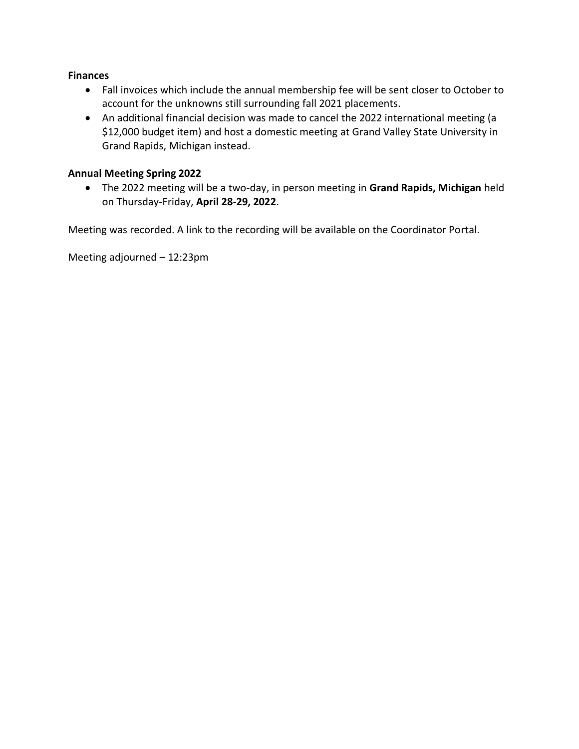**Finances**

- Fall invoices which include the annual membership fee will be sent closer to October to account for the unknowns still surrounding fall 2021 placements.
- An additional financial decision was made to cancel the 2022 international meeting (a $12,000 budget item) and host a domestic meeting at Grand Valley State University in Grand Rapids, Michigan instead.

**Annual Meeting Spring 2022**

- The 2022 meeting will be a two-day, in person meeting in **Grand Rapids, Michigan** held on Thursday-Friday, **April 28-29, 2022**.

Meeting was recorded. A link to the recording will be available on the Coordinator Portal.

Meeting adjourned – 12:23pm